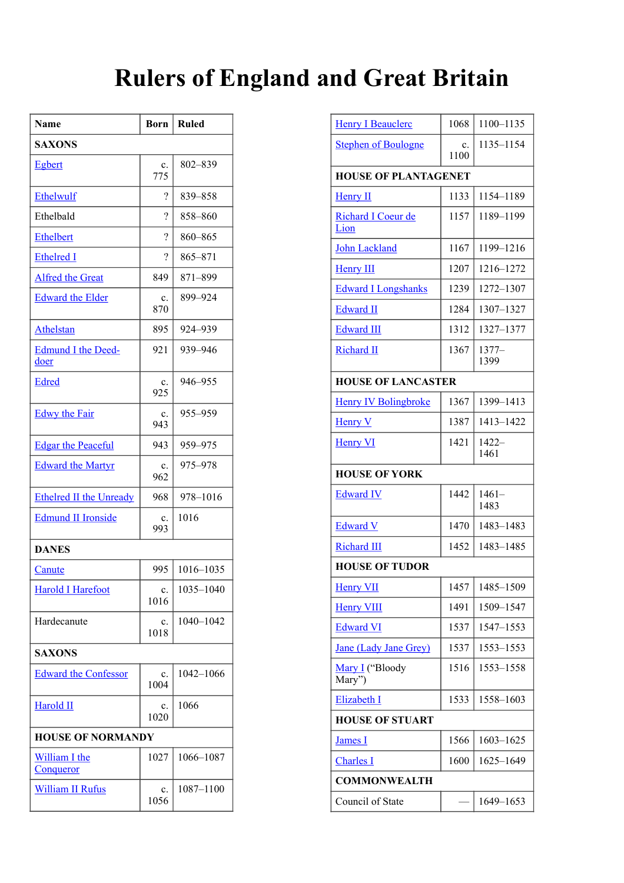# Rulers of England and Great Britain

| Name | Born | Ruled |
|---|---|---|
| **SAXONS** | | |
| Egbert | c. 775 | 802–839 |
| Ethelwulf | ? | 839–858 |
| Ethelbald | ? | 858–860 |
| Ethelbert | ? | 860–865 |
| Ethelred I | ? | 865–871 |
| Alfred the Great | 849 | 871–899 |
| Edward the Elder | c. 870 | 899–924 |
| Athelstan | 895 | 924–939 |
| Edmund I the Deed-doer | 921 | 939–946 |
| Edred | c. 925 | 946–955 |
| Edwy the Fair | c. 943 | 955–959 |
| Edgar the Peaceful | 943 | 959–975 |
| Edward the Martyr | c. 962 | 975–978 |
| Ethelred II the Unready | 968 | 978–1016 |
| Edmund II Ironside | c. 993 | 1016 |
| **DANES** | | |
| Canute | 995 | 1016–1035 |
| Harold I Harefoot | c. 1016 | 1035–1040 |
| Hardecanute | c. 1018 | 1040–1042 |
| **SAXONS** | | |
| Edward the Confessor | c. 1004 | 1042–1066 |
| Harold II | c. 1020 | 1066 |
| **HOUSE OF NORMANDY** | | |
| William I the Conqueror | 1027 | 1066–1087 |
| William II Rufus | c. 1056 | 1087–1100 |
| Henry I Beauclerc | 1068 | 1100–1135 |
| Stephen of Boulogne | c. 1100 | 1135–1154 |
| **HOUSE OF PLANTAGENET** | | |
| Henry II | 1133 | 1154–1189 |
| Richard I Coeur de Lion | 1157 | 1189–1199 |
| John Lackland | 1167 | 1199–1216 |
| Henry III | 1207 | 1216–1272 |
| Edward I Longshanks | 1239 | 1272–1307 |
| Edward II | 1284 | 1307–1327 |
| Edward III | 1312 | 1327–1377 |
| Richard II | 1367 | 1377–1399 |
| **HOUSE OF LANCASTER** | | |
| Henry IV Bolingbroke | 1367 | 1399–1413 |
| Henry V | 1387 | 1413–1422 |
| Henry VI | 1421 | 1422–1461 |
| **HOUSE OF YORK** | | |
| Edward IV | 1442 | 1461–1483 |
| Edward V | 1470 | 1483–1483 |
| Richard III | 1452 | 1483–1485 |
| **HOUSE OF TUDOR** | | |
| Henry VII | 1457 | 1485–1509 |
| Henry VIII | 1491 | 1509–1547 |
| Edward VI | 1537 | 1547–1553 |
| Jane (Lady Jane Grey) | 1537 | 1553–1553 |
| Mary I (“Bloody Mary”) | 1516 | 1553–1558 |
| Elizabeth I | 1533 | 1558–1603 |
| **HOUSE OF STUART** | | |
| James I | 1566 | 1603–1625 |
| Charles I | 1600 | 1625–1649 |
| **COMMONWEALTH** | | |
| Council of State | — | 1649–1653 |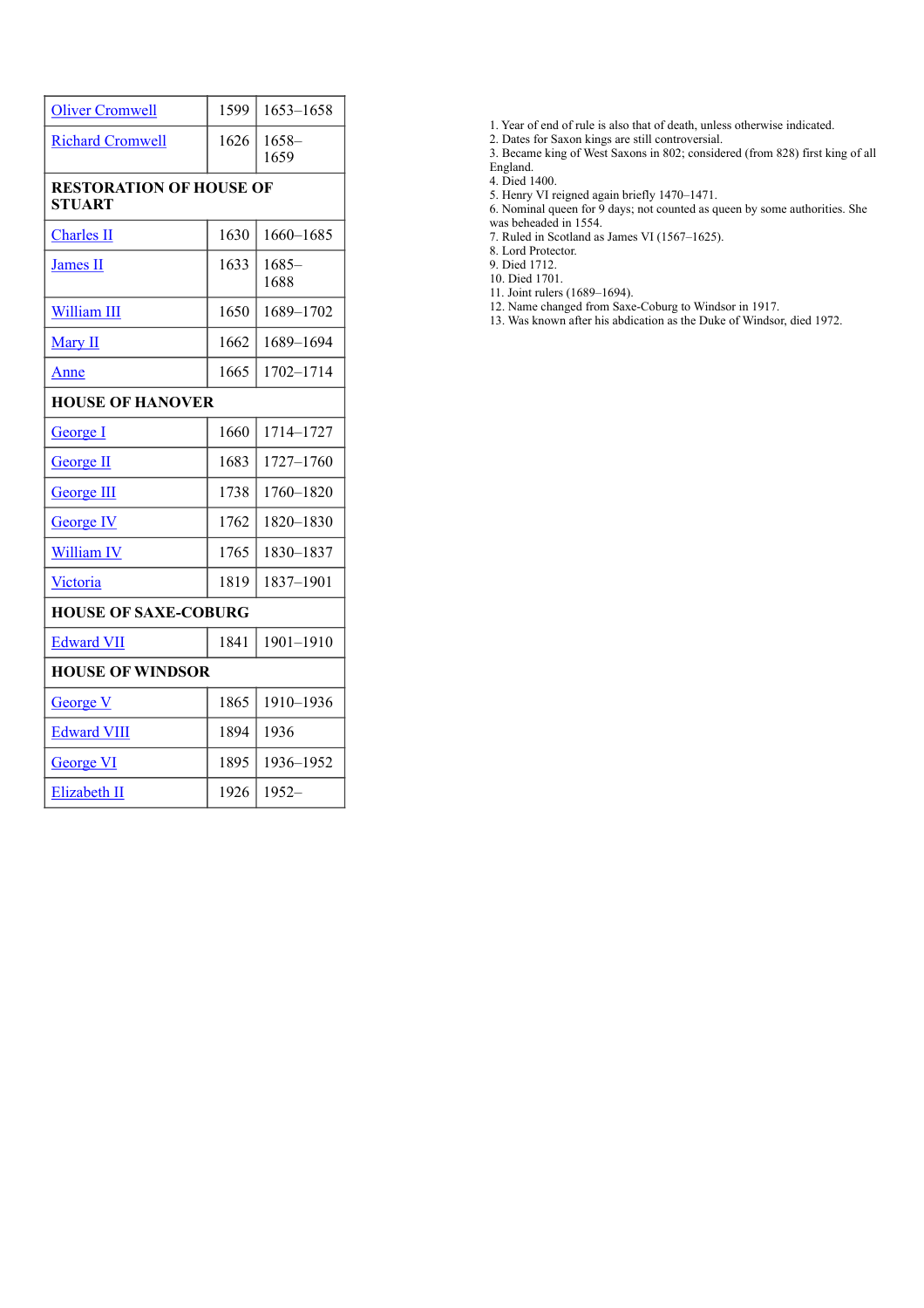| | | |
|---|---|---|
| Oliver Cromwell | 1599 | 1653–1658 |
| Richard Cromwell | 1626 | 1658–1659 |
| **RESTORATION OF HOUSE OF STUART** | | |
| Charles II | 1630 | 1660–1685 |
| James II | 1633 | 1685–1688 |
| William III | 1650 | 1689–1702 |
| Mary II | 1662 | 1689–1694 |
| Anne | 1665 | 1702–1714 |
| **HOUSE OF HANOVER** | | |
| George I | 1660 | 1714–1727 |
| George II | 1683 | 1727–1760 |
| George III | 1738 | 1760–1820 |
| George IV | 1762 | 1820–1830 |
| William IV | 1765 | 1830–1837 |
| Victoria | 1819 | 1837–1901 |
| **HOUSE OF SAXE-COBURG** | | |
| Edward VII | 1841 | 1901–1910 |
| **HOUSE OF WINDSOR** | | |
| George V | 1865 | 1910–1936 |
| Edward VIII | 1894 | 1936 |
| George VI | 1895 | 1936–1952 |
| Elizabeth II | 1926 | 1952– |

1. Year of end of rule is also that of death, unless otherwise indicated.
2. Dates for Saxon kings are still controversial.
3. Became king of West Saxons in 802; considered (from 828) first king of all England.
4. Died 1400.
5. Henry VI reigned again briefly 1470–1471.
6. Nominal queen for 9 days; not counted as queen by some authorities. She was beheaded in 1554.
7. Ruled in Scotland as James VI (1567–1625).
8. Lord Protector.
9. Died 1712.
10. Died 1701.
11. Joint rulers (1689–1694).
12. Name changed from Saxe-Coburg to Windsor in 1917.
13. Was known after his abdication as the Duke of Windsor, died 1972.